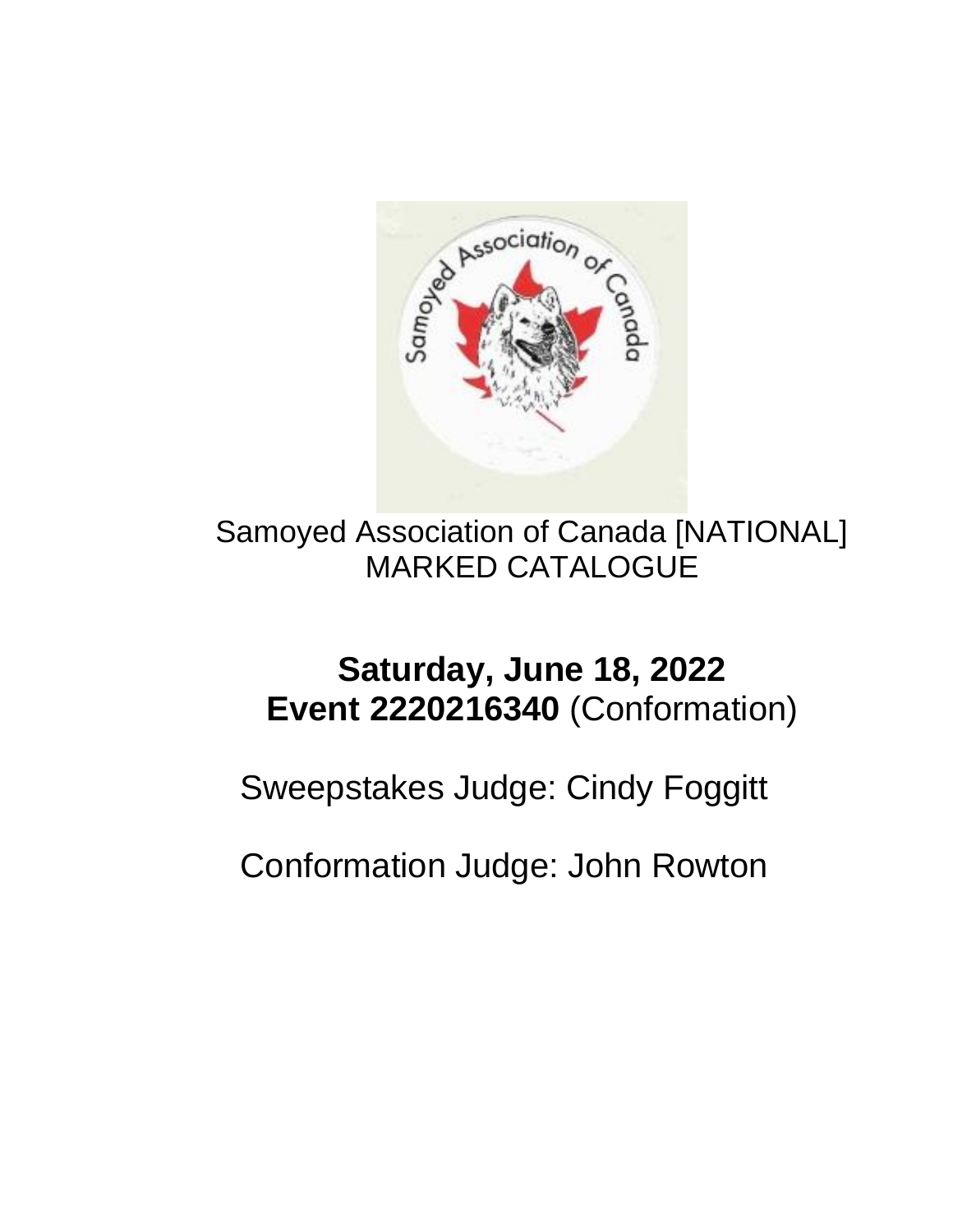Samoyed Association of Canada [NATIONAL]
MARKED CATALOGUE

**Saturday, June 18, 2022**
**Event 2220216340** (Conformation)

Sweepstakes Judge: Cindy Foggitt

Conformation Judge: John Rowton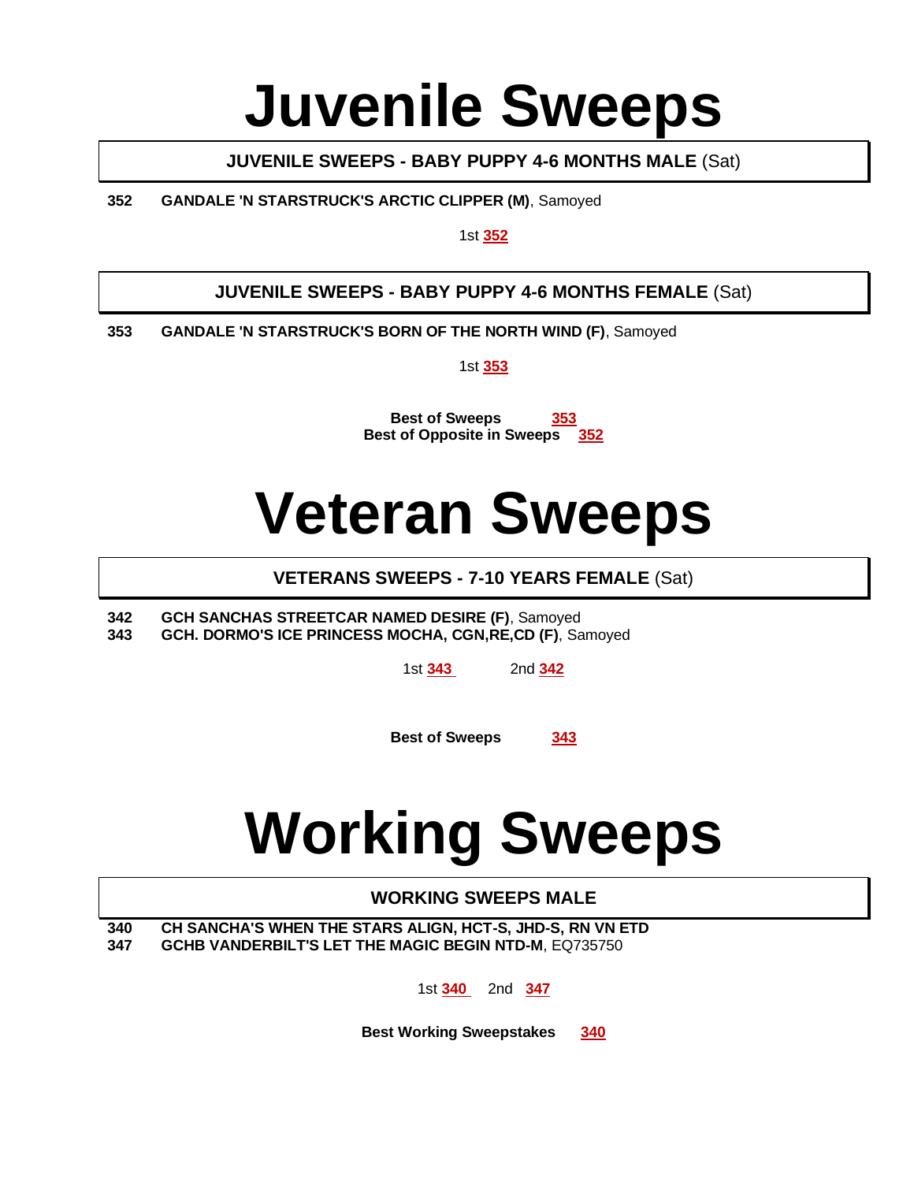# Juvenile Sweeps

## JUVENILE SWEEPS - BABY PUPPY 4-6 MONTHS MALE (Sat)

**352** **GANDALE 'N STARSTRUCK'S ARCTIC CLIPPER (M)**, Samoyed

1st **352**

## JUVENILE SWEEPS - BABY PUPPY 4-6 MONTHS FEMALE (Sat)

**353** **GANDALE 'N STARSTRUCK'S BORN OF THE NORTH WIND (F)**, Samoyed

1st **353**

**Best of Sweeps** **353**
**Best of Opposite in Sweeps** **352**

# Veteran Sweeps

## VETERANS SWEEPS - 7-10 YEARS FEMALE (Sat)

**342** **GCH SANCHAS STREETCAR NAMED DESIRE (F)**, Samoyed
**343** **GCH. DORMO'S ICE PRINCESS MOCHA, CGN,RE,CD (F)**, Samoyed

1st **343** 2nd **342**

**Best of Sweeps** **343**

# Working Sweeps

## WORKING SWEEPS MALE

**340** **CH SANCHA'S WHEN THE STARS ALIGN, HCT-S, JHD-S, RN VN ETD**
**347** **GCHB VANDERBILT'S LET THE MAGIC BEGIN NTD-M**, EQ735750

1st **340** 2nd **347**

**Best Working Sweepstakes** **340**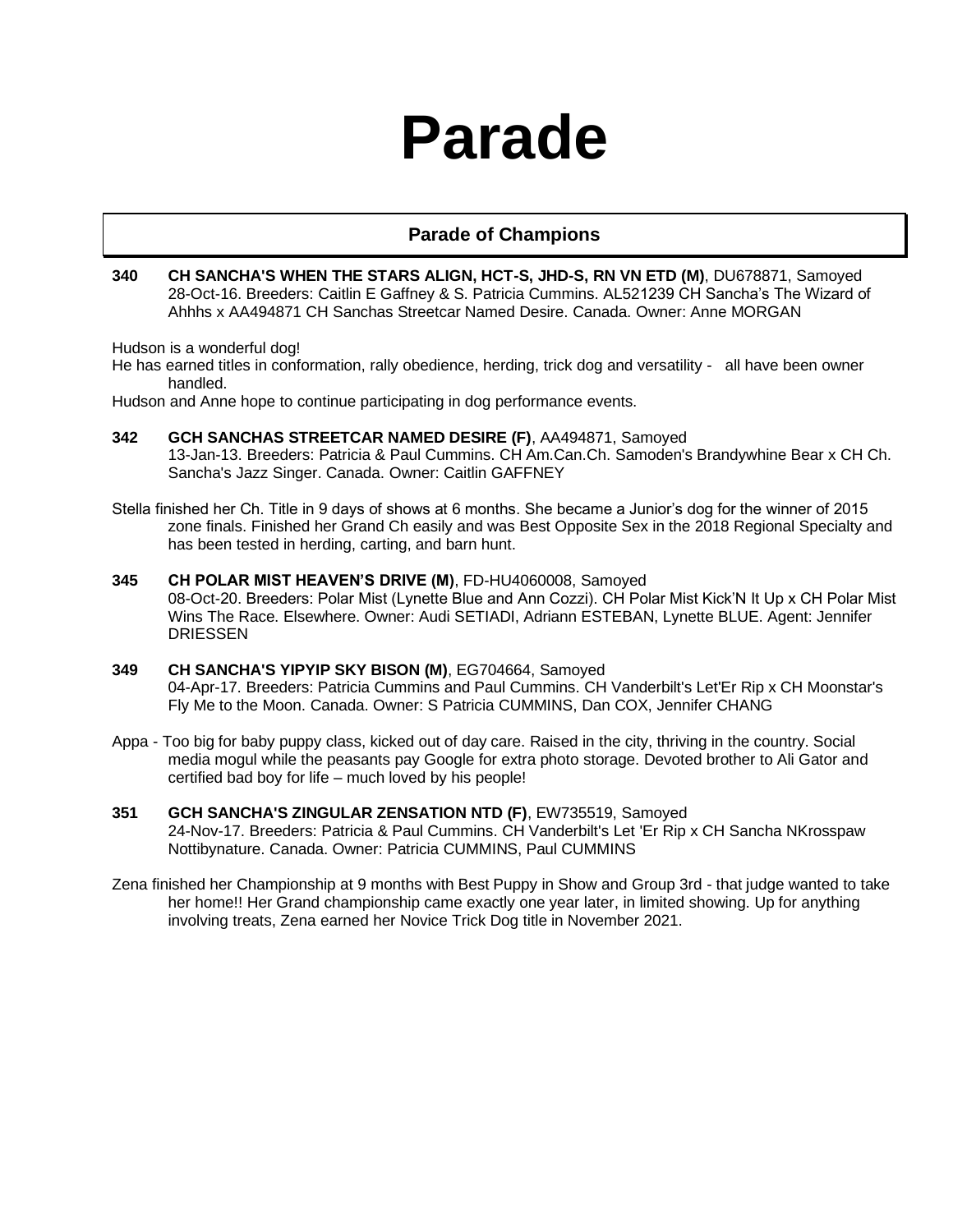# Parade

## Parade of Champions

**340 CH SANCHA'S WHEN THE STARS ALIGN, HCT-S, JHD-S, RN VN ETD (M)**, DU678871, Samoyed
28-Oct-16. Breeders: Caitlin E Gaffney & S. Patricia Cummins. AL521239 CH Sancha's The Wizard of Ahhhs x AA494871 CH Sanchas Streetcar Named Desire. Canada. Owner: Anne MORGAN

Hudson is a wonderful dog!
He has earned titles in conformation, rally obedience, herding, trick dog and versatility - all have been owner handled.
Hudson and Anne hope to continue participating in dog performance events.

**342 GCH SANCHAS STREETCAR NAMED DESIRE (F)**, AA494871, Samoyed
13-Jan-13. Breeders: Patricia & Paul Cummins. CH Am.Can.Ch. Samoden's Brandywhine Bear x CH Ch. Sancha's Jazz Singer. Canada. Owner: Caitlin GAFFNEY

Stella finished her Ch. Title in 9 days of shows at 6 months. She became a Junior's dog for the winner of 2015 zone finals. Finished her Grand Ch easily and was Best Opposite Sex in the 2018 Regional Specialty and has been tested in herding, carting, and barn hunt.

**345 CH POLAR MIST HEAVEN'S DRIVE (M)**, FD-HU4060008, Samoyed
08-Oct-20. Breeders: Polar Mist (Lynette Blue and Ann Cozzi). CH Polar Mist Kick'N It Up x CH Polar Mist Wins The Race. Elsewhere. Owner: Audi SETIADI, Adriann ESTEBAN, Lynette BLUE. Agent: Jennifer DRIESSEN

**349 CH SANCHA'S YIPYIP SKY BISON (M)**, EG704664, Samoyed
04-Apr-17. Breeders: Patricia Cummins and Paul Cummins. CH Vanderbilt's Let'Er Rip x CH Moonstar's Fly Me to the Moon. Canada. Owner: S Patricia CUMMINS, Dan COX, Jennifer CHANG

Appa - Too big for baby puppy class, kicked out of day care. Raised in the city, thriving in the country. Social media mogul while the peasants pay Google for extra photo storage. Devoted brother to Ali Gator and certified bad boy for life – much loved by his people!

**351 GCH SANCHA'S ZINGULAR ZENSATION NTD (F)**, EW735519, Samoyed
24-Nov-17. Breeders: Patricia & Paul Cummins. CH Vanderbilt's Let 'Er Rip x CH Sancha NKrosspaw Nottibynature. Canada. Owner: Patricia CUMMINS, Paul CUMMINS

Zena finished her Championship at 9 months with Best Puppy in Show and Group 3rd - that judge wanted to take her home!! Her Grand championship came exactly one year later, in limited showing. Up for anything involving treats, Zena earned her Novice Trick Dog title in November 2021.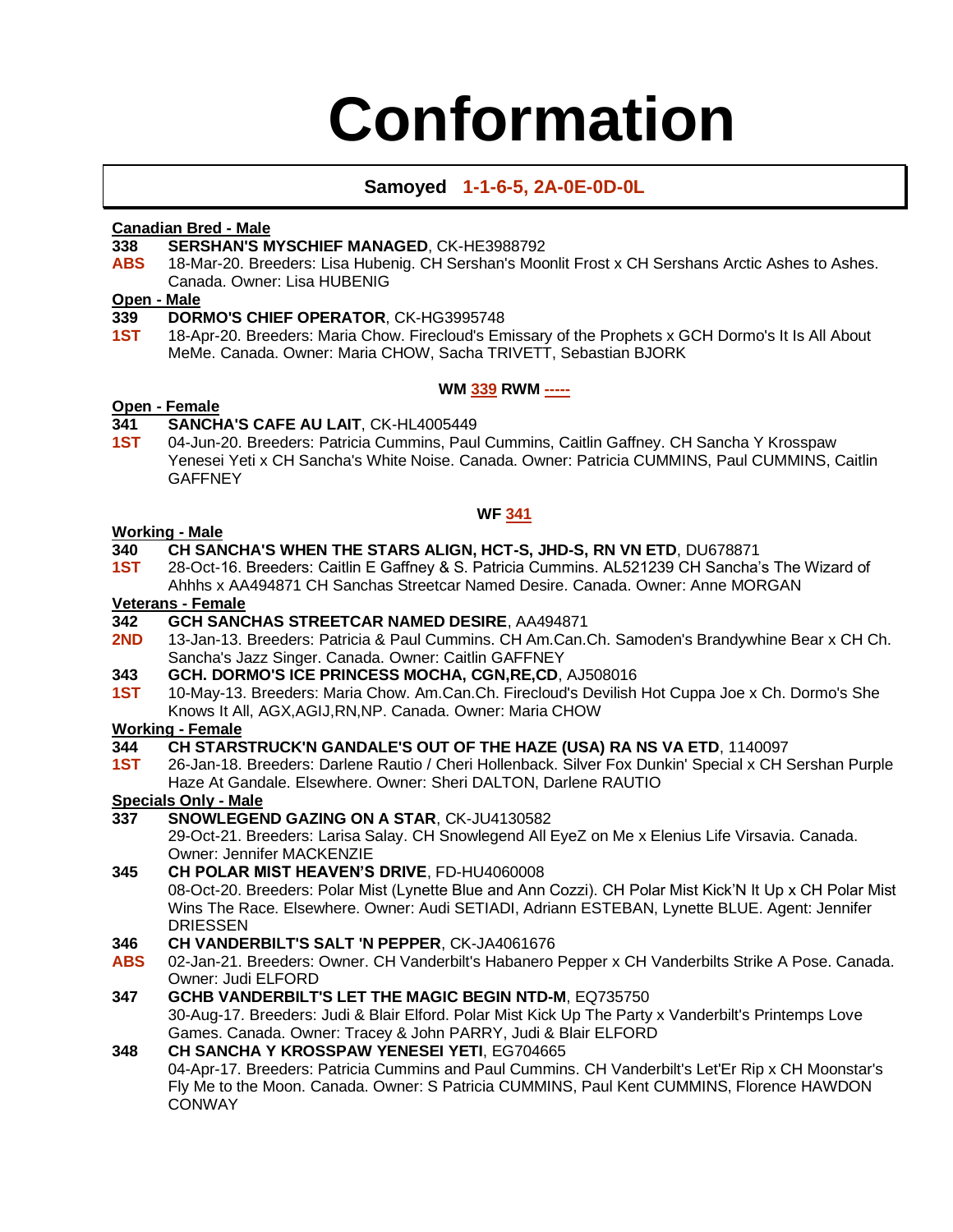# Conformation

## Samoyed 1-1-6-5, 2A-0E-0D-0L

**Canadian Bred - Male**

**338** **SERSHAN'S MYSCHIEF MANAGED**, CK-HE3988792
**ABS** 18-Mar-20. Breeders: Lisa Hubenig. CH Sershan's Moonlit Frost x CH Sershans Arctic Ashes to Ashes. Canada. Owner: Lisa HUBENIG

**Open - Male**

**339** **DORMO'S CHIEF OPERATOR**, CK-HG3995748
**1ST** 18-Apr-20. Breeders: Maria Chow. Firecloud's Emissary of the Prophets x GCH Dormo's It Is All About MeMe. Canada. Owner: Maria CHOW, Sacha TRIVETT, Sebastian BJORK

**WM 339 RWM -----**

**Open - Female**

**341** **SANCHA'S CAFE AU LAIT**, CK-HL4005449
**1ST** 04-Jun-20. Breeders: Patricia Cummins, Paul Cummins, Caitlin Gaffney. CH Sancha Y Krosspaw Yenesei Yeti x CH Sancha's White Noise. Canada. Owner: Patricia CUMMINS, Paul CUMMINS, Caitlin GAFFNEY

**WF 341**

**Working - Male**

**340** **CH SANCHA'S WHEN THE STARS ALIGN, HCT-S, JHD-S, RN VN ETD**, DU678871
**1ST** 28-Oct-16. Breeders: Caitlin E Gaffney & S. Patricia Cummins. AL521239 CH Sancha's The Wizard of Ahhhs x AA494871 CH Sanchas Streetcar Named Desire. Canada. Owner: Anne MORGAN

**Veterans - Female**

**342** **GCH SANCHAS STREETCAR NAMED DESIRE**, AA494871
**2ND** 13-Jan-13. Breeders: Patricia & Paul Cummins. CH Am.Can.Ch. Samoden's Brandywhine Bear x CH Ch. Sancha's Jazz Singer. Canada. Owner: Caitlin GAFFNEY

**343** **GCH. DORMO'S ICE PRINCESS MOCHA, CGN,RE,CD**, AJ508016
**1ST** 10-May-13. Breeders: Maria Chow. Am.Can.Ch. Firecloud's Devilish Hot Cuppa Joe x Ch. Dormo's She Knows It All, AGX,AGIJ,RN,NP. Canada. Owner: Maria CHOW

**Working - Female**

**344** **CH STARSTRUCK'N GANDALE'S OUT OF THE HAZE (USA) RA NS VA ETD**, 1140097
**1ST** 26-Jan-18. Breeders: Darlene Rautio / Cheri Hollenback. Silver Fox Dunkin' Special x CH Sershan Purple Haze At Gandale. Elsewhere. Owner: Sheri DALTON, Darlene RAUTIO

**Specials Only - Male**

**337** **SNOWLEGEND GAZING ON A STAR**, CK-JU4130582
29-Oct-21. Breeders: Larisa Salay. CH Snowlegend All EyeZ on Me x Elenius Life Virsavia. Canada. Owner: Jennifer MACKENZIE

**345** **CH POLAR MIST HEAVEN'S DRIVE**, FD-HU4060008
08-Oct-20. Breeders: Polar Mist (Lynette Blue and Ann Cozzi). CH Polar Mist Kick'N It Up x CH Polar Mist Wins The Race. Elsewhere. Owner: Audi SETIADI, Adriann ESTEBAN, Lynette BLUE. Agent: Jennifer DRIESSEN

**346** **CH VANDERBILT'S SALT 'N PEPPER**, CK-JA4061676
**ABS** 02-Jan-21. Breeders: Owner. CH Vanderbilt's Habanero Pepper x CH Vanderbilts Strike A Pose. Canada. Owner: Judi ELFORD

**347** **GCHB VANDERBILT'S LET THE MAGIC BEGIN NTD-M**, EQ735750
30-Aug-17. Breeders: Judi & Blair Elford. Polar Mist Kick Up The Party x Vanderbilt's Printemps Love Games. Canada. Owner: Tracey & John PARRY, Judi & Blair ELFORD

**348** **CH SANCHA Y KROSSPAW YENESEI YETI**, EG704665
04-Apr-17. Breeders: Patricia Cummins and Paul Cummins. CH Vanderbilt's Let'Er Rip x CH Moonstar's Fly Me to the Moon. Canada. Owner: S Patricia CUMMINS, Paul Kent CUMMINS, Florence HAWDON CONWAY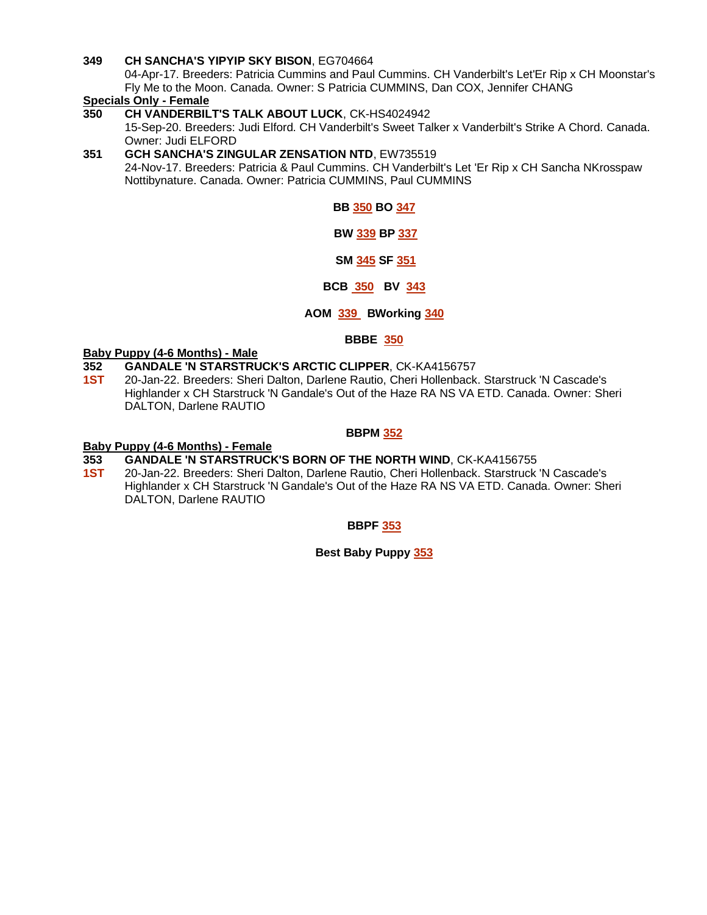**349** **CH SANCHA'S YIPYIP SKY BISON**, EG704664
04-Apr-17. Breeders: Patricia Cummins and Paul Cummins. CH Vanderbilt's Let'Er Rip x CH Moonstar's Fly Me to the Moon. Canada. Owner: S Patricia CUMMINS, Dan COX, Jennifer CHANG

**Specials Only - Female**

**350** **CH VANDERBILT'S TALK ABOUT LUCK**, CK-HS4024942
15-Sep-20. Breeders: Judi Elford. CH Vanderbilt's Sweet Talker x Vanderbilt's Strike A Chord. Canada. Owner: Judi ELFORD

**351** **GCH SANCHA'S ZINGULAR ZENSATION NTD**, EW735519
24-Nov-17. Breeders: Patricia & Paul Cummins. CH Vanderbilt's Let 'Er Rip x CH Sancha NKrosspaw Nottibynature. Canada. Owner: Patricia CUMMINS, Paul CUMMINS

**BB 350 BO 347**

**BW 339 BP 337**

**SM 345 SF 351**

**BCB 350 BV 343**

**AOM 339 BWorking 340**

**BBBE 350**

**Baby Puppy (4-6 Months) - Male**

**352** **GANDALE 'N STARSTRUCK'S ARCTIC CLIPPER**, CK-KA4156757
**1ST** 20-Jan-22. Breeders: Sheri Dalton, Darlene Rautio, Cheri Hollenback. Starstruck 'N Cascade's Highlander x CH Starstruck 'N Gandale's Out of the Haze RA NS VA ETD. Canada. Owner: Sheri DALTON, Darlene RAUTIO

**BBPM 352**

**Baby Puppy (4-6 Months) - Female**

**353** **GANDALE 'N STARSTRUCK'S BORN OF THE NORTH WIND**, CK-KA4156755
**1ST** 20-Jan-22. Breeders: Sheri Dalton, Darlene Rautio, Cheri Hollenback. Starstruck 'N Cascade's Highlander x CH Starstruck 'N Gandale's Out of the Haze RA NS VA ETD. Canada. Owner: Sheri DALTON, Darlene RAUTIO

**BBPF 353**

**Best Baby Puppy 353**